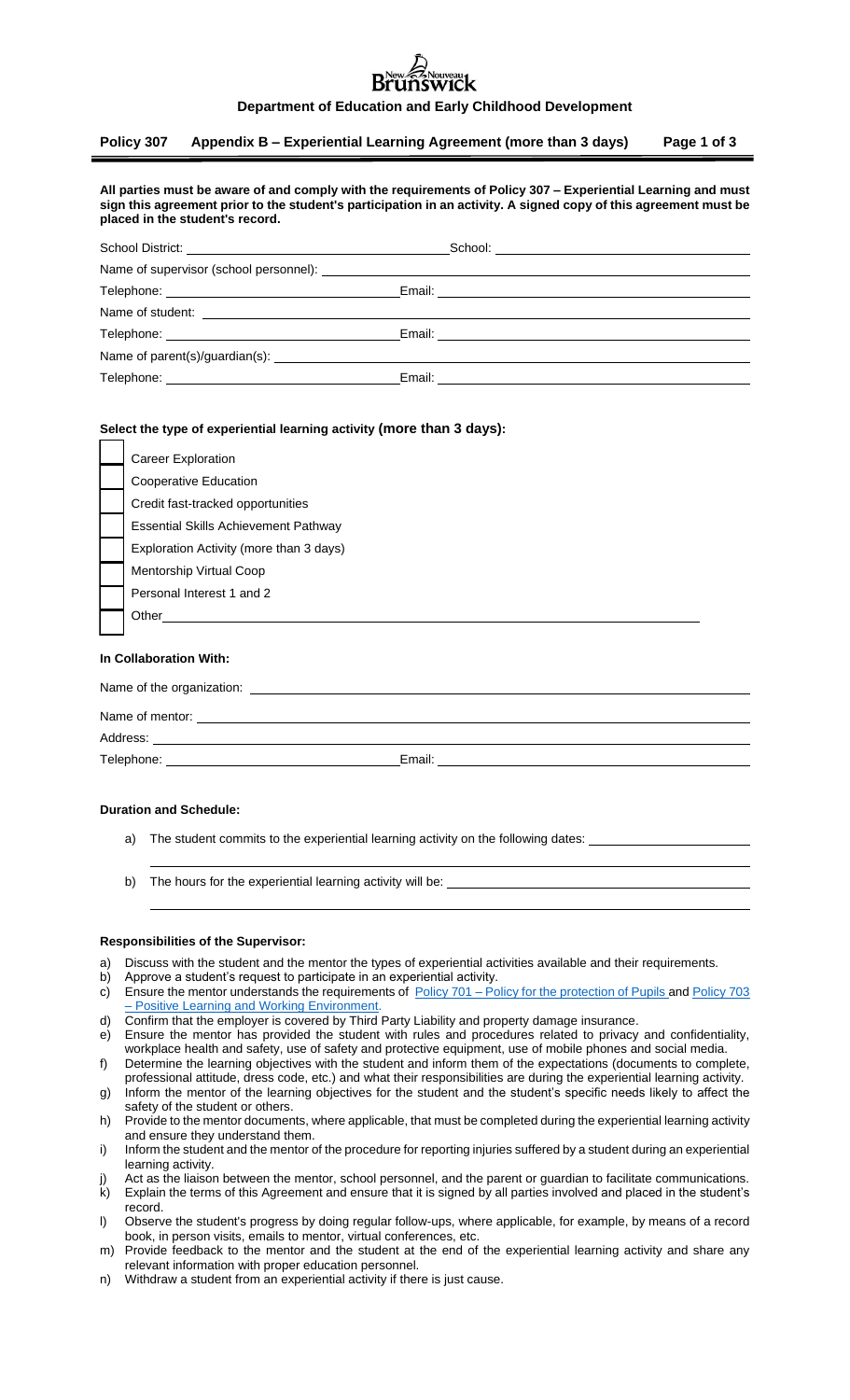**Department of Education and Early Childhood Development**

## Policy 307 Appendix B – Experiential Learning Agreement (more than 3 days)

**All parties must be aware of and comply with the requirements of Policy 307 – Experiential Learning and must sign this agreement prior to the student's participation in an activity. A signed copy of this agreement must be placed in the student's record.**

School District: ______________________ School: ______________________

Name of supervisor (school personnel): ______________________

Telephone: ______________________ Email: ______________________

Name of student: ______________________

Telephone: ______________________ Email: ______________________

Name of parent(s)/guardian(s): ______________________

Telephone: ______________________ Email: ______________________

**Select the type of experiential learning activity (more than 3 days):**

- ☐ Career Exploration
- ☐ Cooperative Education
- ☐ Credit fast-tracked opportunities
- ☐ Essential Skills Achievement Pathway
- ☐ Exploration Activity (more than 3 days)
- ☐ Mentorship Virtual Coop
- ☐ Personal Interest 1 and 2
- ☐ Other ______________________

**In Collaboration With:**

Name of the organization: ______________________

Name of mentor: ______________________

Address: ______________________

Telephone: ______________________ Email: ______________________

**Duration and Schedule:**

a) The student commits to the experiential learning activity on the following dates: ______________________

b) The hours for the experiential learning activity will be: ______________________

**Responsibilities of the Supervisor:**

a) Discuss with the student and the mentor the types of experiential activities available and their requirements.
b) Approve a student's request to participate in an experiential activity.
c) Ensure the mentor understands the requirements of Policy 701 – Policy for the protection of Pupils and Policy 703 – Positive Learning and Working Environment.
d) Confirm that the employer is covered by Third Party Liability and property damage insurance.
e) Ensure the mentor has provided the student with rules and procedures related to privacy and confidentiality, workplace health and safety, use of safety and protective equipment, use of mobile phones and social media.
f) Determine the learning objectives with the student and inform them of the expectations (documents to complete, professional attitude, dress code, etc.) and what their responsibilities are during the experiential learning activity.
g) Inform the mentor of the learning objectives for the student and the student's specific needs likely to affect the safety of the student or others.
h) Provide to the mentor documents, where applicable, that must be completed during the experiential learning activity and ensure they understand them.
i) Inform the student and the mentor of the procedure for reporting injuries suffered by a student during an experiential learning activity.
j) Act as the liaison between the mentor, school personnel, and the parent or guardian to facilitate communications.
k) Explain the terms of this Agreement and ensure that it is signed by all parties involved and placed in the student's record.
l) Observe the student's progress by doing regular follow-ups, where applicable, for example, by means of a record book, in person visits, emails to mentor, virtual conferences, etc.
m) Provide feedback to the mentor and the student at the end of the experiential learning activity and share any relevant information with proper education personnel.
n) Withdraw a student from an experiential activity if there is just cause.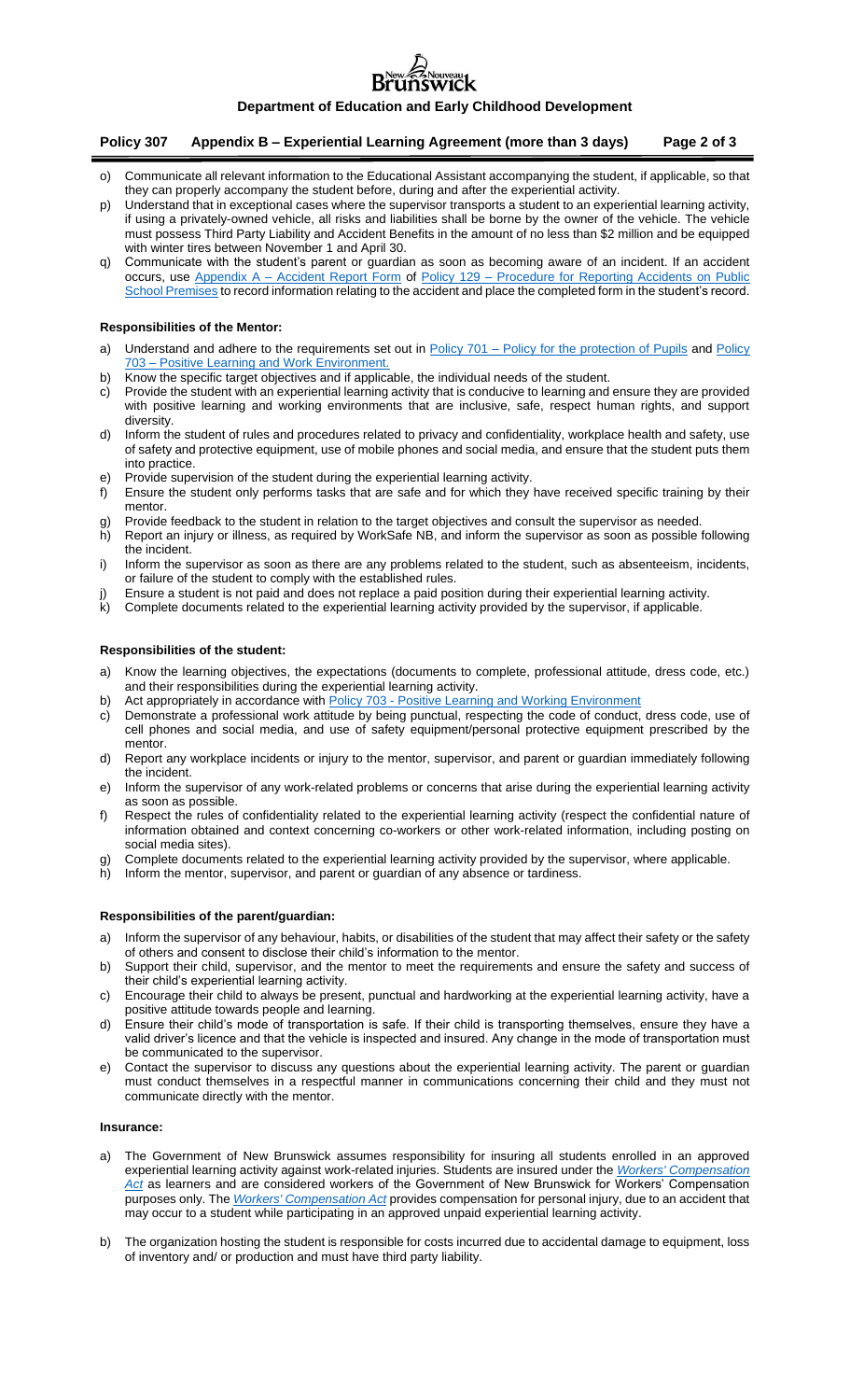o) Communicate all relevant information to the Educational Assistant accompanying the student, if applicable, so that they can properly accompany the student before, during and after the experiential activity.
p) Understand that in exceptional cases where the supervisor transports a student to an experiential learning activity, if using a privately-owned vehicle, all risks and liabilities shall be borne by the owner of the vehicle. The vehicle must possess Third Party Liability and Accident Benefits in the amount of no less than $2 million and be equipped with winter tires between November 1 and April 30.
q) Communicate with the student's parent or guardian as soon as becoming aware of an incident. If an accident occurs, use Appendix A – Accident Report Form of Policy 129 – Procedure for Reporting Accidents on Public School Premises to record information relating to the accident and place the completed form in the student's record.

**Responsibilities of the Mentor:**

a) Understand and adhere to the requirements set out in Policy 701 – Policy for the protection of Pupils and Policy 703 – Positive Learning and Work Environment.
b) Know the specific target objectives and if applicable, the individual needs of the student.
c) Provide the student with an experiential learning activity that is conducive to learning and ensure they are provided with positive learning and working environments that are inclusive, safe, respect human rights, and support diversity.
d) Inform the student of rules and procedures related to privacy and confidentiality, workplace health and safety, use of safety and protective equipment, use of mobile phones and social media, and ensure that the student puts them into practice.
e) Provide supervision of the student during the experiential learning activity.
f) Ensure the student only performs tasks that are safe and for which they have received specific training by their mentor.
g) Provide feedback to the student in relation to the target objectives and consult the supervisor as needed.
h) Report an injury or illness, as required by WorkSafe NB, and inform the supervisor as soon as possible following the incident.
i) Inform the supervisor as soon as there are any problems related to the student, such as absenteeism, incidents, or failure of the student to comply with the established rules.
j) Ensure a student is not paid and does not replace a paid position during their experiential learning activity.
k) Complete documents related to the experiential learning activity provided by the supervisor, if applicable.

**Responsibilities of the student:**

a) Know the learning objectives, the expectations (documents to complete, professional attitude, dress code, etc.) and their responsibilities during the experiential learning activity.
b) Act appropriately in accordance with Policy 703 - Positive Learning and Working Environment
c) Demonstrate a professional work attitude by being punctual, respecting the code of conduct, dress code, use of cell phones and social media, and use of safety equipment/personal protective equipment prescribed by the mentor.
d) Report any workplace incidents or injury to the mentor, supervisor, and parent or guardian immediately following the incident.
e) Inform the supervisor of any work-related problems or concerns that arise during the experiential learning activity as soon as possible.
f) Respect the rules of confidentiality related to the experiential learning activity (respect the confidential nature of information obtained and context concerning co-workers or other work-related information, including posting on social media sites).
g) Complete documents related to the experiential learning activity provided by the supervisor, where applicable.
h) Inform the mentor, supervisor, and parent or guardian of any absence or tardiness.

**Responsibilities of the parent/guardian:**

a) Inform the supervisor of any behaviour, habits, or disabilities of the student that may affect their safety or the safety of others and consent to disclose their child's information to the mentor.
b) Support their child, supervisor, and the mentor to meet the requirements and ensure the safety and success of their child's experiential learning activity.
c) Encourage their child to always be present, punctual and hardworking at the experiential learning activity, have a positive attitude towards people and learning.
d) Ensure their child's mode of transportation is safe. If their child is transporting themselves, ensure they have a valid driver's licence and that the vehicle is inspected and insured. Any change in the mode of transportation must be communicated to the supervisor.
e) Contact the supervisor to discuss any questions about the experiential learning activity. The parent or guardian must conduct themselves in a respectful manner in communications concerning their child and they must not communicate directly with the mentor.

**Insurance:**

a) The Government of New Brunswick assumes responsibility for insuring all students enrolled in an approved experiential learning activity against work-related injuries. Students are insured under the *Workers' Compensation Act* as learners and are considered workers of the Government of New Brunswick for Workers' Compensation purposes only. The *Workers' Compensation Act* provides compensation for personal injury, due to an accident that may occur to a student while participating in an approved unpaid experiential learning activity.

b) The organization hosting the student is responsible for costs incurred due to accidental damage to equipment, loss of inventory and/ or production and must have third party liability.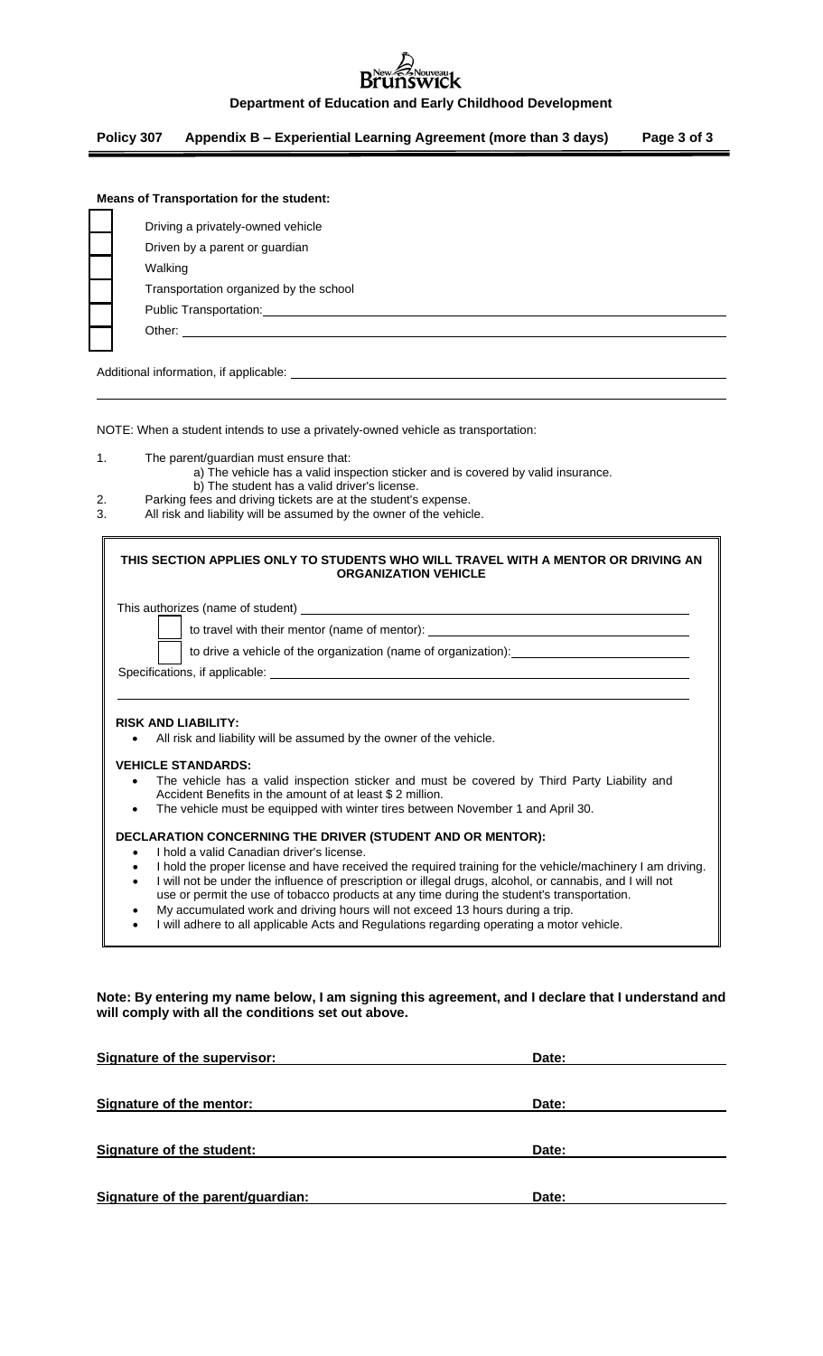**Means of Transportation for the student:**

- ☐ Driving a privately-owned vehicle
- ☐ Driven by a parent or guardian
- ☐ Walking
- ☐ Transportation organized by the school
- ☐ Public Transportation: ______________________
- ☐ Other: ______________________

Additional information, if applicable: ______________________

NOTE: When a student intends to use a privately-owned vehicle as transportation:

1. The parent/guardian must ensure that:
   a) The vehicle has a valid inspection sticker and is covered by valid insurance.
   b) The student has a valid driver's license.
2. Parking fees and driving tickets are at the student's expense.
3. All risk and liability will be assumed by the owner of the vehicle.

**THIS SECTION APPLIES ONLY TO STUDENTS WHO WILL TRAVEL WITH A MENTOR OR DRIVING AN ORGANIZATION VEHICLE**

This authorizes (name of student) ______________________

- ☐ to travel with their mentor (name of mentor): ______________________
- ☐ to drive a vehicle of the organization (name of organization): ______________________

Specifications, if applicable: ______________________

**RISK AND LIABILITY:**

- All risk and liability will be assumed by the owner of the vehicle.

**VEHICLE STANDARDS:**

- The vehicle has a valid inspection sticker and must be covered by Third Party Liability and Accident Benefits in the amount of at least $ 2 million.
- The vehicle must be equipped with winter tires between November 1 and April 30.

**DECLARATION CONCERNING THE DRIVER (STUDENT AND OR MENTOR):**

- I hold a valid Canadian driver's license.
- I hold the proper license and have received the required training for the vehicle/machinery I am driving.
- I will not be under the influence of prescription or illegal drugs, alcohol, or cannabis, and I will not use or permit the use of tobacco products at any time during the student's transportation.
- My accumulated work and driving hours will not exceed 13 hours during a trip.
- I will adhere to all applicable Acts and Regulations regarding operating a motor vehicle.

**Note: By entering my name below, I am signing this agreement, and I declare that I understand and will comply with all the conditions set out above.**

**Signature of the supervisor:** ______________________ **Date:** ____________

**Signature of the mentor:** ______________________ **Date:** ____________

**Signature of the student:** ______________________ **Date:** ____________

**Signature of the parent/guardian:** ______________________ **Date:** ____________